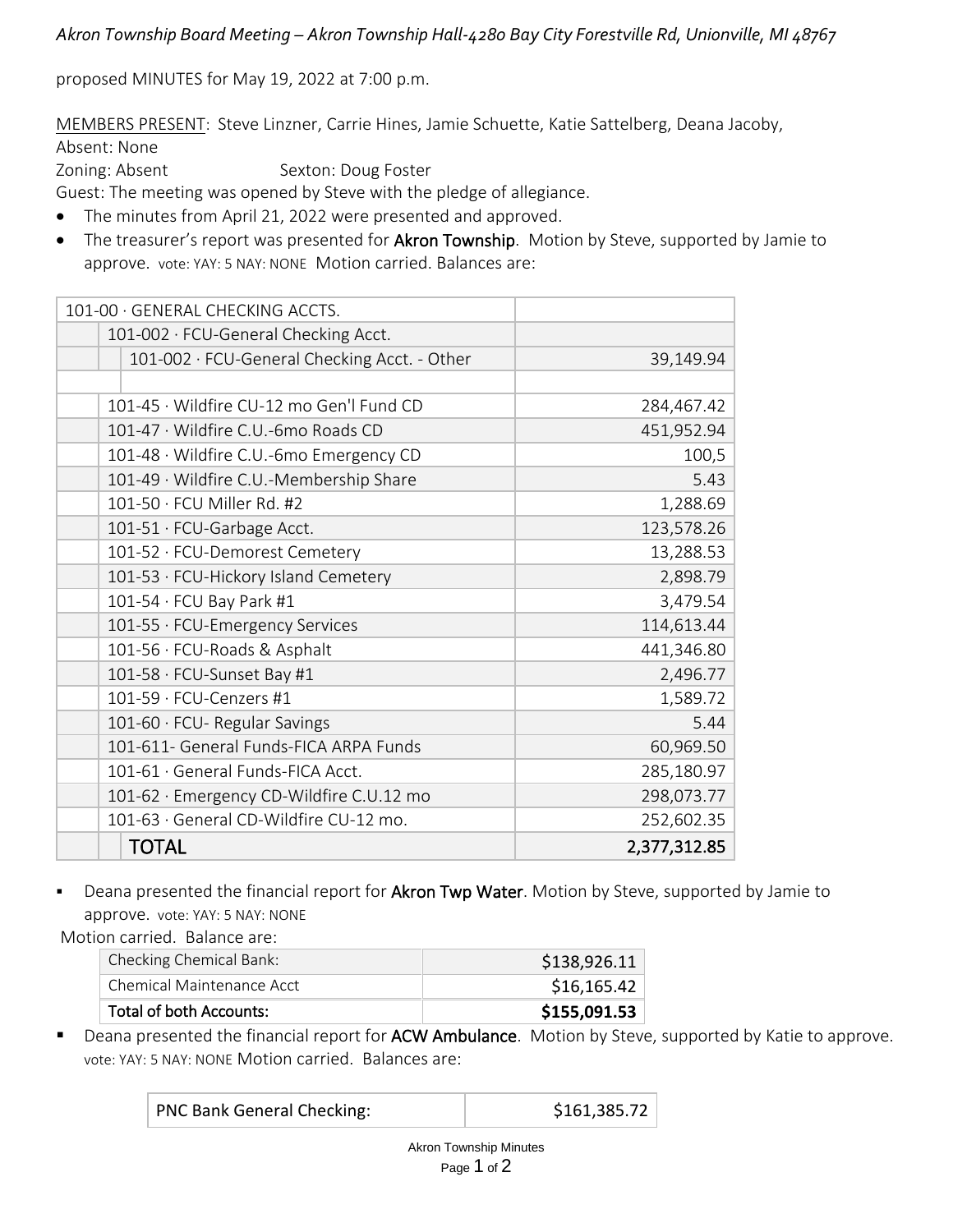*Akron Township Board Meeting – Akron Township Hall-4280 Bay City Forestville Rd, Unionville, MI 48767*

proposed MINUTES for May 19, 2022 at 7:00 p.m.

MEMBERS PRESENT: Steve Linzner, Carrie Hines, Jamie Schuette, Katie Sattelberg, Deana Jacoby,
Absent: None
Zoning: Absent Sexton: Doug Foster
Guest: The meeting was opened by Steve with the pledge of allegiance.

- The minutes from April 21, 2022 were presented and approved.
- The treasurer's report was presented for **Akron Township**. Motion by Steve, supported by Jamie to approve. vote: YAY: 5 NAY: NONE Motion carried. Balances are:

| 101-00 · GENERAL CHECKING ACCTS. | |
|---|---|
| 101-002 · FCU-General Checking Acct. | |
| 101-002 · FCU-General Checking Acct. - Other | 39,149.94 |
| | |
| 101-45 · Wildfire CU-12 mo Gen'l Fund CD | 284,467.42 |
| 101-47 · Wildfire C.U.-6mo Roads CD | 451,952.94 |
| 101-48 · Wildfire C.U.-6mo Emergency CD | 100,5 |
| 101-49 · Wildfire C.U.-Membership Share | 5.43 |
| 101-50 · FCU Miller Rd. #2 | 1,288.69 |
| 101-51 · FCU-Garbage Acct. | 123,578.26 |
| 101-52 · FCU-Demorest Cemetery | 13,288.53 |
| 101-53 · FCU-Hickory Island Cemetery | 2,898.79 |
| 101-54 · FCU Bay Park #1 | 3,479.54 |
| 101-55 · FCU-Emergency Services | 114,613.44 |
| 101-56 · FCU-Roads & Asphalt | 441,346.80 |
| 101-58 · FCU-Sunset Bay #1 | 2,496.77 |
| 101-59 · FCU-Cenzers #1 | 1,589.72 |
| 101-60 · FCU- Regular Savings | 5.44 |
| 101-611- General Funds-FICA ARPA Funds | 60,969.50 |
| 101-61 · General Funds-FICA Acct. | 285,180.97 |
| 101-62 · Emergency CD-Wildfire C.U.12 mo | 298,073.77 |
| 101-63 · General CD-Wildfire CU-12 mo. | 252,602.35 |
| **TOTAL** | **2,377,312.85** |

- Deana presented the financial report for **Akron Twp Water**. Motion by Steve, supported by Jamie to approve. vote: YAY: 5 NAY: NONE

Motion carried. Balance are:

| Checking Chemical Bank: | $138,926.11 |
|---|---|
| Chemical Maintenance Acct | $16,165.42 |
| **Total of both Accounts:** | **$155,091.53** |

- Deana presented the financial report for **ACW Ambulance**. Motion by Steve, supported by Katie to approve. vote: YAY: 5 NAY: NONE Motion carried. Balances are:

| PNC Bank General Checking: | $161,385.72 |
|---|---|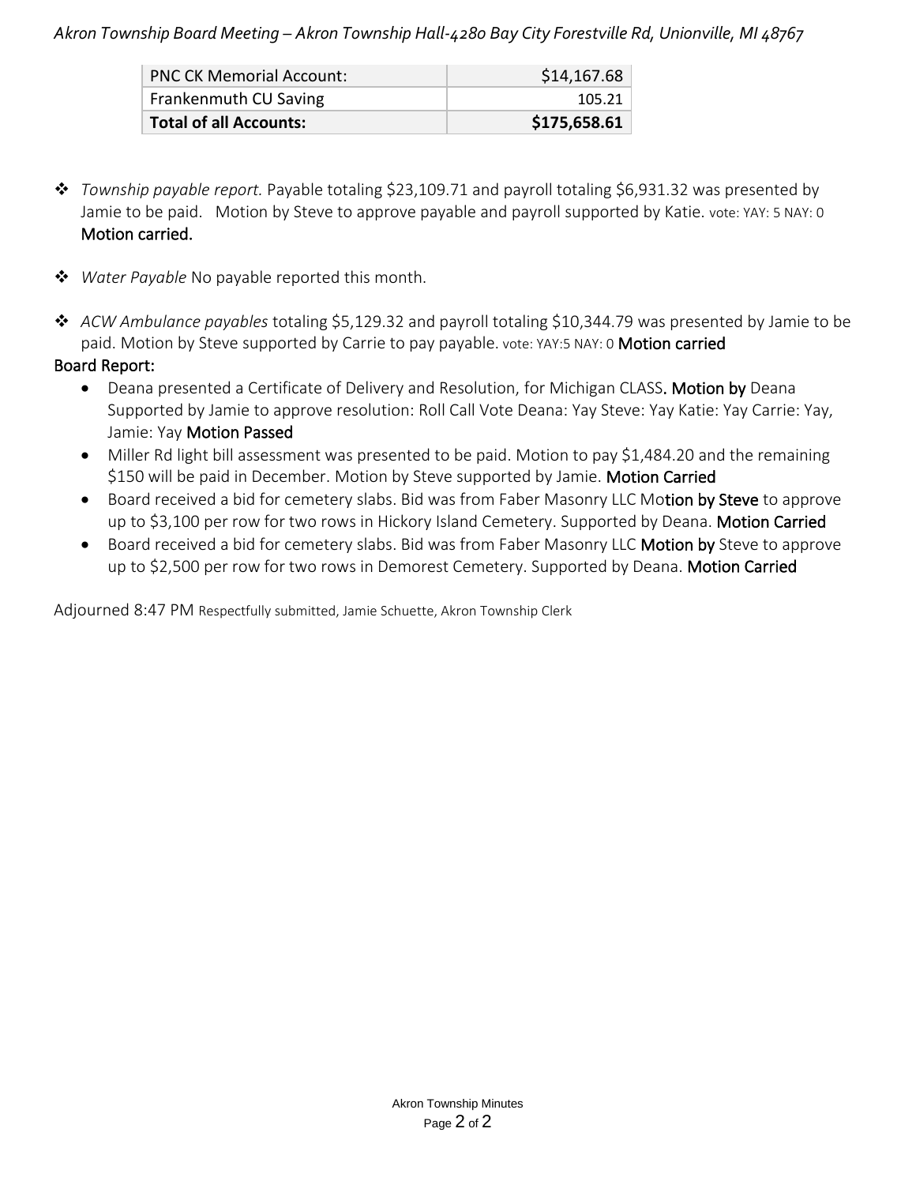| | |
|---|---|
| PNC CK Memorial Account: | $14,167.68 |
| Frankenmuth CU Saving | 105.21 |
| **Total of all Accounts:** | **$175,658.61** |

- *Township payable report.* Payable totaling $23,109.71 and payroll totaling $6,931.32 was presented by Jamie to be paid. Motion by Steve to approve payable and payroll supported by Katie. vote: YAY: 5 NAY: 0 **Motion carried.**

- *Water Payable* No payable reported this month.

- *ACW Ambulance payables* totaling $5,129.32 and payroll totaling $10,344.79 was presented by Jamie to be paid. Motion by Steve supported by Carrie to pay payable. vote: YAY:5 NAY: 0 **Motion carried**

**Board Report:**

- Deana presented a Certificate of Delivery and Resolution, for Michigan CLASS**. Motion by** Deana Supported by Jamie to approve resolution: Roll Call Vote Deana: Yay Steve: Yay Katie: Yay Carrie: Yay, Jamie: Yay **Motion Passed**
- Miller Rd light bill assessment was presented to be paid. Motion to pay $1,484.20 and the remaining $150 will be paid in December. Motion by Steve supported by Jamie. **Motion Carried**
- Board received a bid for cemetery slabs. Bid was from Faber Masonry LLC Mo**tion by Steve** to approve up to $3,100 per row for two rows in Hickory Island Cemetery. Supported by Deana. **Motion Carried**
- Board received a bid for cemetery slabs. Bid was from Faber Masonry LLC **Motion by** Steve to approve up to $2,500 per row for two rows in Demorest Cemetery. Supported by Deana. **Motion Carried**

Adjourned 8:47 PM Respectfully submitted, Jamie Schuette, Akron Township Clerk